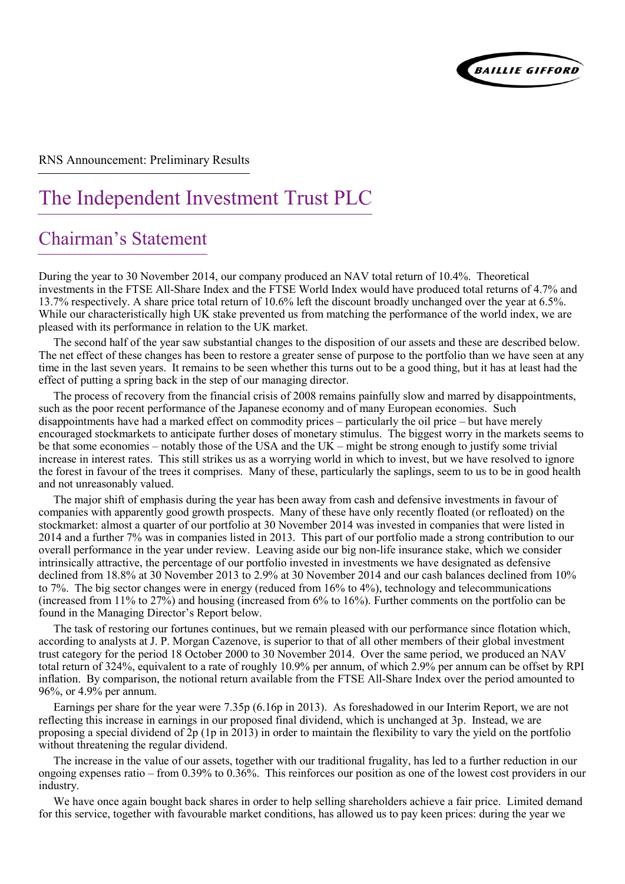RNS Announcement: Preliminary Results

# The Independent Investment Trust PLC

## Chairman's Statement

During the year to 30 November 2014, our company produced an NAV total return of 10.4%. Theoretical investments in the FTSE All-Share Index and the FTSE World Index would have produced total returns of 4.7% and 13.7% respectively. A share price total return of 10.6% left the discount broadly unchanged over the year at 6.5%. While our characteristically high UK stake prevented us from matching the performance of the world index, we are pleased with its performance in relation to the UK market.

The second half of the year saw substantial changes to the disposition of our assets and these are described below. The net effect of these changes has been to restore a greater sense of purpose to the portfolio than we have seen at any time in the last seven years. It remains to be seen whether this turns out to be a good thing, but it has at least had the effect of putting a spring back in the step of our managing director.

The process of recovery from the financial crisis of 2008 remains painfully slow and marred by disappointments, such as the poor recent performance of the Japanese economy and of many European economies. Such disappointments have had a marked effect on commodity prices – particularly the oil price – but have merely encouraged stockmarkets to anticipate further doses of monetary stimulus. The biggest worry in the markets seems to be that some economies – notably those of the USA and the UK – might be strong enough to justify some trivial increase in interest rates. This still strikes us as a worrying world in which to invest, but we have resolved to ignore the forest in favour of the trees it comprises. Many of these, particularly the saplings, seem to us to be in good health and not unreasonably valued.

The major shift of emphasis during the year has been away from cash and defensive investments in favour of companies with apparently good growth prospects. Many of these have only recently floated (or refloated) on the stockmarket: almost a quarter of our portfolio at 30 November 2014 was invested in companies that were listed in 2014 and a further 7% was in companies listed in 2013. This part of our portfolio made a strong contribution to our overall performance in the year under review. Leaving aside our big non-life insurance stake, which we consider intrinsically attractive, the percentage of our portfolio invested in investments we have designated as defensive declined from 18.8% at 30 November 2013 to 2.9% at 30 November 2014 and our cash balances declined from 10% to 7%. The big sector changes were in energy (reduced from 16% to 4%), technology and telecommunications (increased from 11% to 27%) and housing (increased from 6% to 16%). Further comments on the portfolio can be found in the Managing Director's Report below.

The task of restoring our fortunes continues, but we remain pleased with our performance since flotation which, according to analysts at J. P. Morgan Cazenove, is superior to that of all other members of their global investment trust category for the period 18 October 2000 to 30 November 2014. Over the same period, we produced an NAV total return of 324%, equivalent to a rate of roughly 10.9% per annum, of which 2.9% per annum can be offset by RPI inflation. By comparison, the notional return available from the FTSE All-Share Index over the period amounted to 96%, or 4.9% per annum.

Earnings per share for the year were 7.35p (6.16p in 2013). As foreshadowed in our Interim Report, we are not reflecting this increase in earnings in our proposed final dividend, which is unchanged at 3p. Instead, we are proposing a special dividend of 2p (1p in 2013) in order to maintain the flexibility to vary the yield on the portfolio without threatening the regular dividend.

The increase in the value of our assets, together with our traditional frugality, has led to a further reduction in our ongoing expenses ratio – from 0.39% to 0.36%. This reinforces our position as one of the lowest cost providers in our industry.

We have once again bought back shares in order to help selling shareholders achieve a fair price. Limited demand for this service, together with favourable market conditions, has allowed us to pay keen prices: during the year we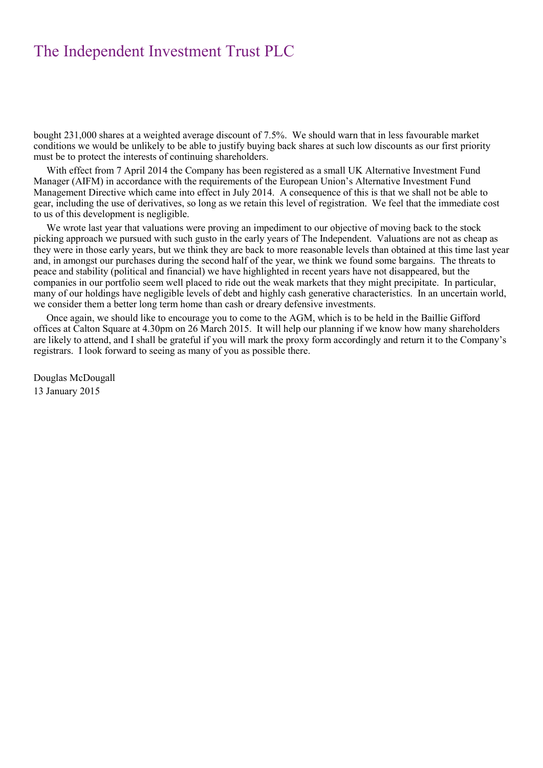bought 231,000 shares at a weighted average discount of 7.5%. We should warn that in less favourable market conditions we would be unlikely to be able to justify buying back shares at such low discounts as our first priority must be to protect the interests of continuing shareholders.

With effect from 7 April 2014 the Company has been registered as a small UK Alternative Investment Fund Manager (AIFM) in accordance with the requirements of the European Union's Alternative Investment Fund Management Directive which came into effect in July 2014. A consequence of this is that we shall not be able to gear, including the use of derivatives, so long as we retain this level of registration. We feel that the immediate cost to us of this development is negligible.

We wrote last year that valuations were proving an impediment to our objective of moving back to the stock picking approach we pursued with such gusto in the early years of The Independent. Valuations are not as cheap as they were in those early years, but we think they are back to more reasonable levels than obtained at this time last year and, in amongst our purchases during the second half of the year, we think we found some bargains. The threats to peace and stability (political and financial) we have highlighted in recent years have not disappeared, but the companies in our portfolio seem well placed to ride out the weak markets that they might precipitate. In particular, many of our holdings have negligible levels of debt and highly cash generative characteristics. In an uncertain world, we consider them a better long term home than cash or dreary defensive investments.

Once again, we should like to encourage you to come to the AGM, which is to be held in the Baillie Gifford offices at Calton Square at 4.30pm on 26 March 2015. It will help our planning if we know how many shareholders are likely to attend, and I shall be grateful if you will mark the proxy form accordingly and return it to the Company's registrars. I look forward to seeing as many of you as possible there.

Douglas McDougall
13 January 2015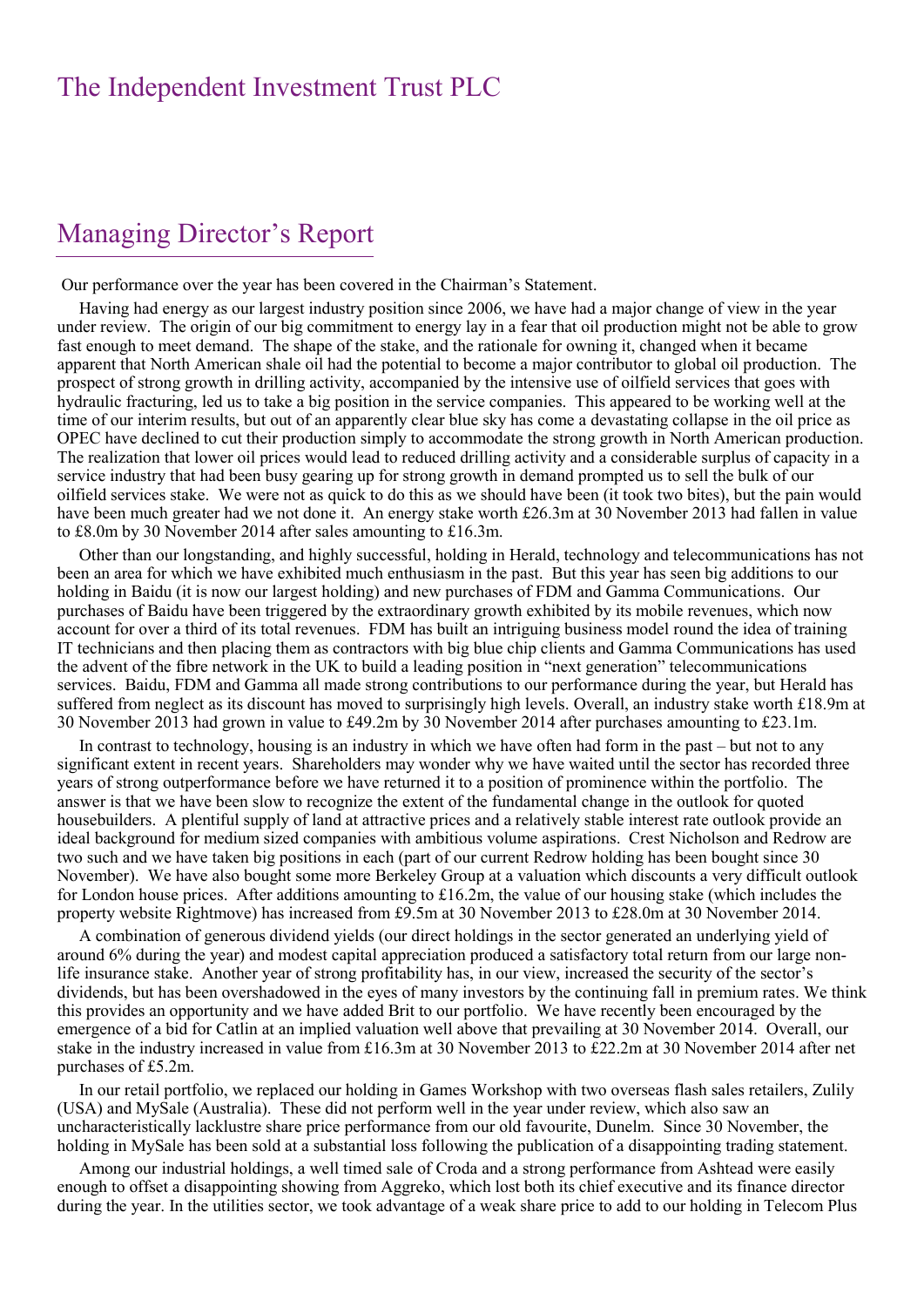# The Independent Investment Trust PLC

## Managing Director's Report

Our performance over the year has been covered in the Chairman's Statement.

Having had energy as our largest industry position since 2006, we have had a major change of view in the year under review. The origin of our big commitment to energy lay in a fear that oil production might not be able to grow fast enough to meet demand. The shape of the stake, and the rationale for owning it, changed when it became apparent that North American shale oil had the potential to become a major contributor to global oil production. The prospect of strong growth in drilling activity, accompanied by the intensive use of oilfield services that goes with hydraulic fracturing, led us to take a big position in the service companies. This appeared to be working well at the time of our interim results, but out of an apparently clear blue sky has come a devastating collapse in the oil price as OPEC have declined to cut their production simply to accommodate the strong growth in North American production. The realization that lower oil prices would lead to reduced drilling activity and a considerable surplus of capacity in a service industry that had been busy gearing up for strong growth in demand prompted us to sell the bulk of our oilfield services stake. We were not as quick to do this as we should have been (it took two bites), but the pain would have been much greater had we not done it. An energy stake worth £26.3m at 30 November 2013 had fallen in value to £8.0m by 30 November 2014 after sales amounting to £16.3m.

Other than our longstanding, and highly successful, holding in Herald, technology and telecommunications has not been an area for which we have exhibited much enthusiasm in the past. But this year has seen big additions to our holding in Baidu (it is now our largest holding) and new purchases of FDM and Gamma Communications. Our purchases of Baidu have been triggered by the extraordinary growth exhibited by its mobile revenues, which now account for over a third of its total revenues. FDM has built an intriguing business model round the idea of training IT technicians and then placing them as contractors with big blue chip clients and Gamma Communications has used the advent of the fibre network in the UK to build a leading position in "next generation" telecommunications services. Baidu, FDM and Gamma all made strong contributions to our performance during the year, but Herald has suffered from neglect as its discount has moved to surprisingly high levels. Overall, an industry stake worth £18.9m at 30 November 2013 had grown in value to £49.2m by 30 November 2014 after purchases amounting to £23.1m.

In contrast to technology, housing is an industry in which we have often had form in the past – but not to any significant extent in recent years. Shareholders may wonder why we have waited until the sector has recorded three years of strong outperformance before we have returned it to a position of prominence within the portfolio. The answer is that we have been slow to recognize the extent of the fundamental change in the outlook for quoted housebuilders. A plentiful supply of land at attractive prices and a relatively stable interest rate outlook provide an ideal background for medium sized companies with ambitious volume aspirations. Crest Nicholson and Redrow are two such and we have taken big positions in each (part of our current Redrow holding has been bought since 30 November). We have also bought some more Berkeley Group at a valuation which discounts a very difficult outlook for London house prices. After additions amounting to £16.2m, the value of our housing stake (which includes the property website Rightmove) has increased from £9.5m at 30 November 2013 to £28.0m at 30 November 2014.

A combination of generous dividend yields (our direct holdings in the sector generated an underlying yield of around 6% during the year) and modest capital appreciation produced a satisfactory total return from our large non-life insurance stake. Another year of strong profitability has, in our view, increased the security of the sector's dividends, but has been overshadowed in the eyes of many investors by the continuing fall in premium rates. We think this provides an opportunity and we have added Brit to our portfolio. We have recently been encouraged by the emergence of a bid for Catlin at an implied valuation well above that prevailing at 30 November 2014. Overall, our stake in the industry increased in value from £16.3m at 30 November 2013 to £22.2m at 30 November 2014 after net purchases of £5.2m.

In our retail portfolio, we replaced our holding in Games Workshop with two overseas flash sales retailers, Zulily (USA) and MySale (Australia). These did not perform well in the year under review, which also saw an uncharacteristically lacklustre share price performance from our old favourite, Dunelm. Since 30 November, the holding in MySale has been sold at a substantial loss following the publication of a disappointing trading statement.

Among our industrial holdings, a well timed sale of Croda and a strong performance from Ashtead were easily enough to offset a disappointing showing from Aggreko, which lost both its chief executive and its finance director during the year. In the utilities sector, we took advantage of a weak share price to add to our holding in Telecom Plus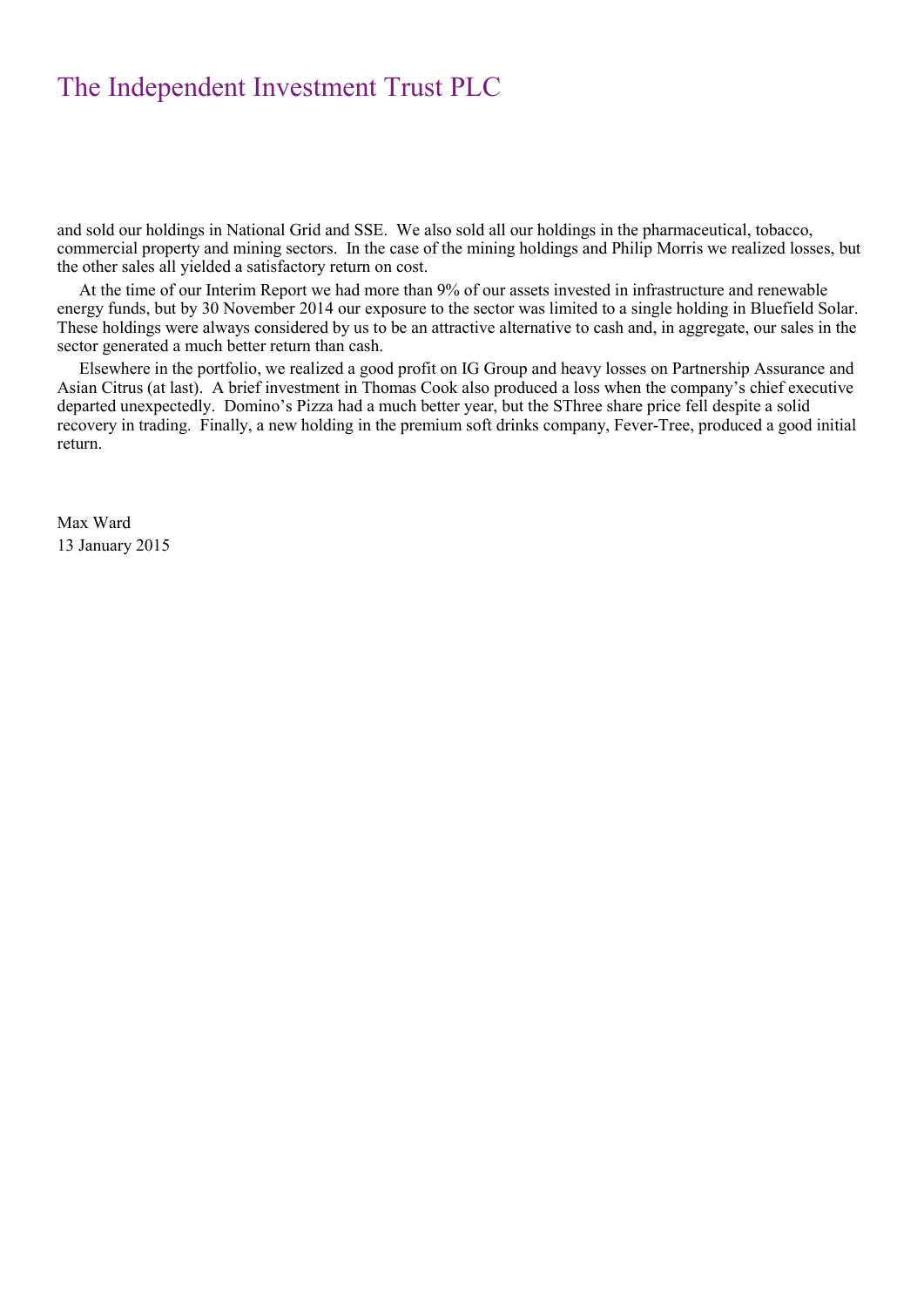and sold our holdings in National Grid and SSE. We also sold all our holdings in the pharmaceutical, tobacco, commercial property and mining sectors. In the case of the mining holdings and Philip Morris we realized losses, but the other sales all yielded a satisfactory return on cost.

At the time of our Interim Report we had more than 9% of our assets invested in infrastructure and renewable energy funds, but by 30 November 2014 our exposure to the sector was limited to a single holding in Bluefield Solar. These holdings were always considered by us to be an attractive alternative to cash and, in aggregate, our sales in the sector generated a much better return than cash.

Elsewhere in the portfolio, we realized a good profit on IG Group and heavy losses on Partnership Assurance and Asian Citrus (at last). A brief investment in Thomas Cook also produced a loss when the company's chief executive departed unexpectedly. Domino's Pizza had a much better year, but the SThree share price fell despite a solid recovery in trading. Finally, a new holding in the premium soft drinks company, Fever-Tree, produced a good initial return.

Max Ward
13 January 2015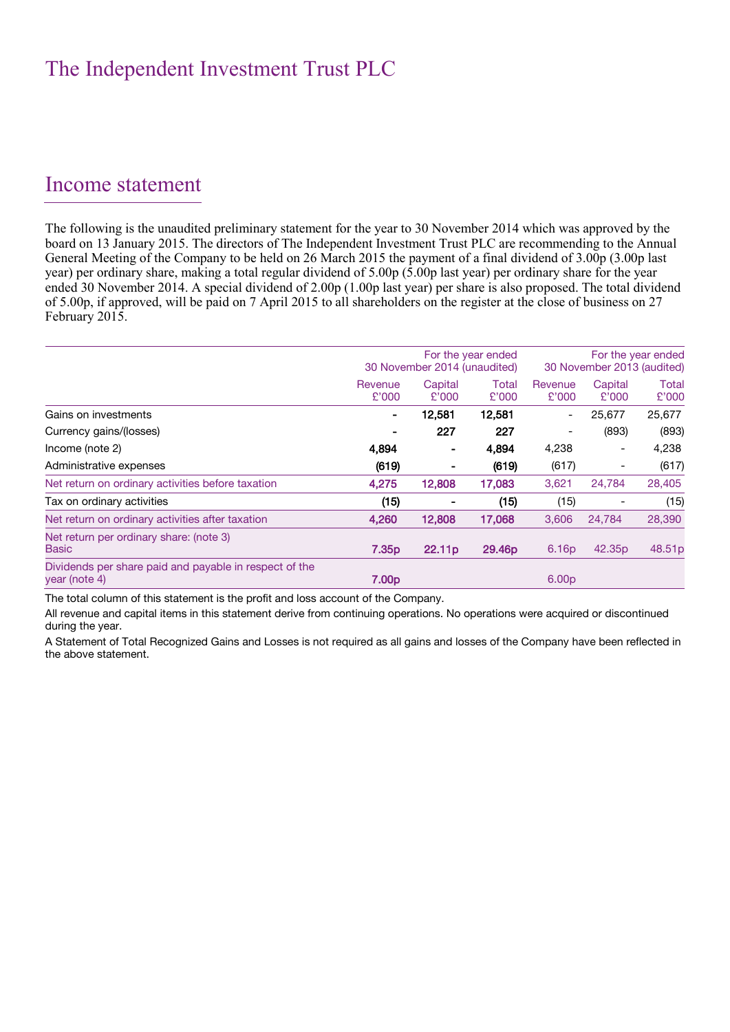# The Independent Investment Trust PLC

## Income statement

The following is the unaudited preliminary statement for the year to 30 November 2014 which was approved by the board on 13 January 2015. The directors of The Independent Investment Trust PLC are recommending to the Annual General Meeting of the Company to be held on 26 March 2015 the payment of a final dividend of 3.00p (3.00p last year) per ordinary share, making a total regular dividend of 5.00p (5.00p last year) per ordinary share for the year ended 30 November 2014. A special dividend of 2.00p (1.00p last year) per share is also proposed. The total dividend of 5.00p, if approved, will be paid on 7 April 2015 to all shareholders on the register at the close of business on 27 February 2015.

| | For the year ended 30 November 2014 (unaudited) | | | For the year ended 30 November 2013 (audited) | | |
|---|---|---|---|---|---|---|
| | Revenue £'000 | Capital £'000 | Total £'000 | Revenue £'000 | Capital £'000 | Total £'000 |
| Gains on investments | - | 12,581 | 12,581 | - | 25,677 | 25,677 |
| Currency gains/(losses) | - | 227 | 227 | - | (893) | (893) |
| Income (note 2) | 4,894 | - | 4,894 | 4,238 | - | 4,238 |
| Administrative expenses | (619) | - | (619) | (617) | - | (617) |
| Net return on ordinary activities before taxation | 4,275 | 12,808 | 17,083 | 3,621 | 24,784 | 28,405 |
| Tax on ordinary activities | (15) | - | (15) | (15) | - | (15) |
| Net return on ordinary activities after taxation | 4,260 | 12,808 | 17,068 | 3,606 | 24,784 | 28,390 |
| Net return per ordinary share: (note 3) Basic | 7.35p | 22.11p | 29.46p | 6.16p | 42.35p | 48.51p |
| Dividends per share paid and payable in respect of the year (note 4) | 7.00p | | | 6.00p | | |

The total column of this statement is the profit and loss account of the Company.

All revenue and capital items in this statement derive from continuing operations. No operations were acquired or discontinued during the year.

A Statement of Total Recognized Gains and Losses is not required as all gains and losses of the Company have been reflected in the above statement.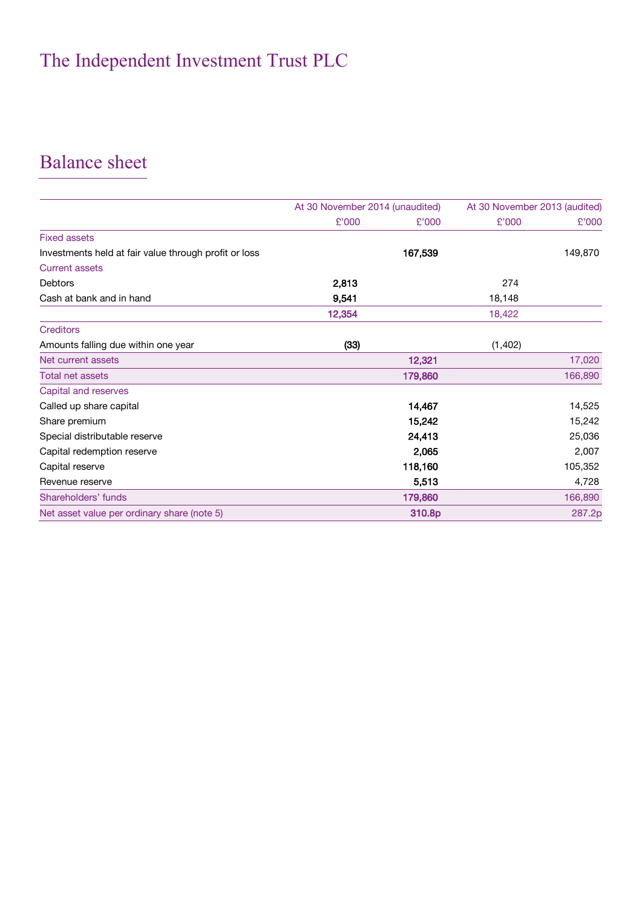# The Independent Investment Trust PLC

## Balance sheet

| | At 30 November 2014 (unaudited) | | At 30 November 2013 (audited) | |
|---|---|---|---|---|
| | £'000 | £'000 | £'000 | £'000 |
| Fixed assets | | | | |
| Investments held at fair value through profit or loss | | **167,539** | | 149,870 |
| Current assets | | | | |
| Debtors | **2,813** | | 274 | |
| Cash at bank and in hand | **9,541** | | 18,148 | |
| | **12,354** | | 18,422 | |
| Creditors | | | | |
| Amounts falling due within one year | **(33)** | | (1,402) | |
| Net current assets | | **12,321** | | 17,020 |
| Total net assets | | **179,860** | | 166,890 |
| Capital and reserves | | | | |
| Called up share capital | | **14,467** | | 14,525 |
| Share premium | | **15,242** | | 15,242 |
| Special distributable reserve | | **24,413** | | 25,036 |
| Capital redemption reserve | | **2,065** | | 2,007 |
| Capital reserve | | **118,160** | | 105,352 |
| Revenue reserve | | **5,513** | | 4,728 |
| Shareholders' funds | | **179,860** | | 166,890 |
| Net asset value per ordinary share (note 5) | | **310.8p** | | 287.2p |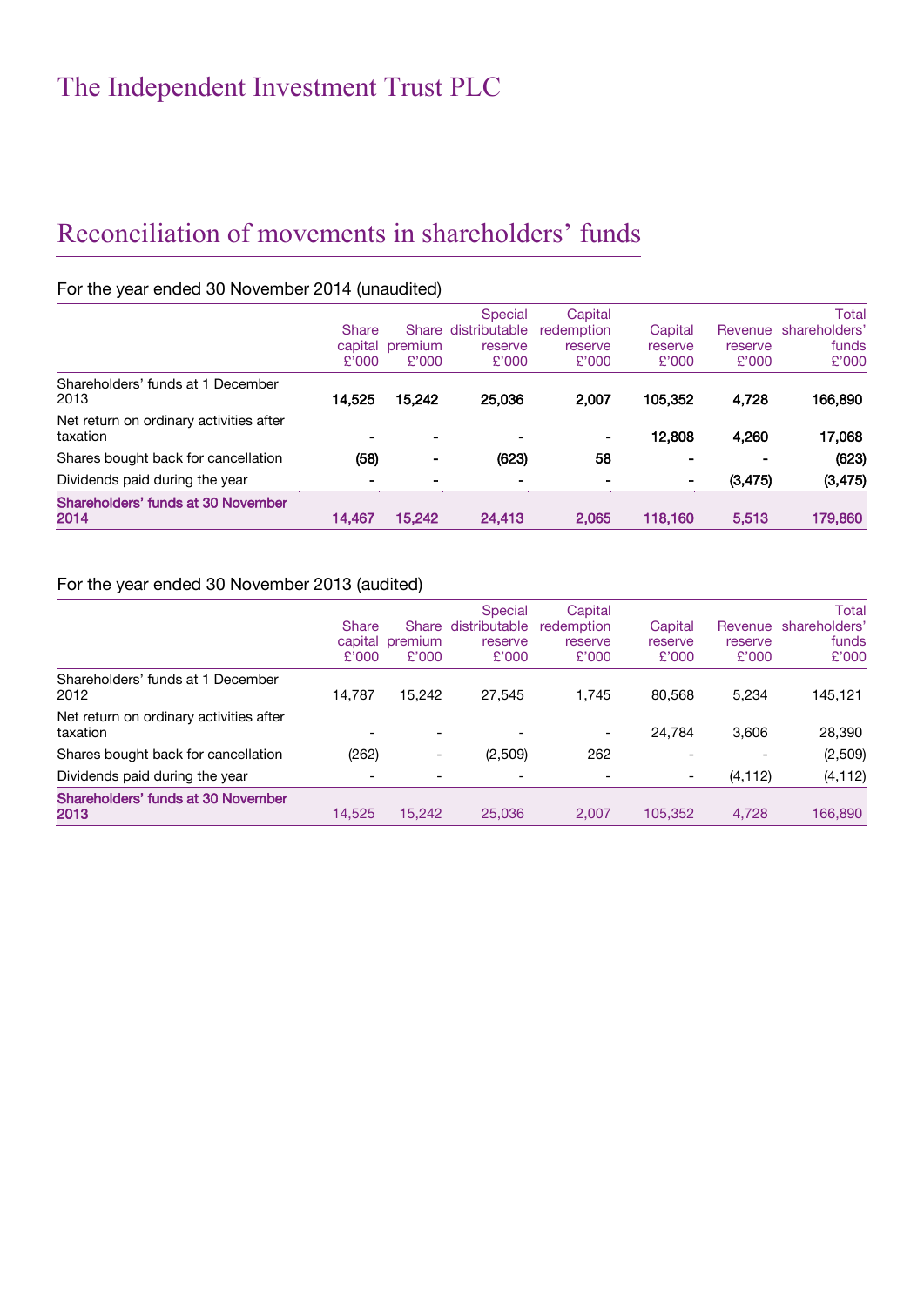# The Independent Investment Trust PLC

## Reconciliation of movements in shareholders' funds

### For the year ended 30 November 2014 (unaudited)

| | Share capital £'000 | Share premium £'000 | Special distributable reserve £'000 | Capital redemption reserve £'000 | Capital reserve £'000 | Revenue reserve £'000 | Total shareholders' funds £'000 |
|---|---|---|---|---|---|---|---|
| Shareholders' funds at 1 December 2013 | **14,525** | **15,242** | **25,036** | **2,007** | **105,352** | **4,728** | **166,890** |
| Net return on ordinary activities after taxation | **-** | **-** | **-** | **-** | **12,808** | **4,260** | **17,068** |
| Shares bought back for cancellation | **(58)** | **-** | **(623)** | **58** | **-** | **-** | **(623)** |
| Dividends paid during the year | **-** | **-** | **-** | **-** | **-** | **(3,475)** | **(3,475)** |
| **Shareholders' funds at 30 November 2014** | **14,467** | **15,242** | **24,413** | **2,065** | **118,160** | **5,513** | **179,860** |

### For the year ended 30 November 2013 (audited)

| | Share capital £'000 | Share premium £'000 | Special distributable reserve £'000 | Capital redemption reserve £'000 | Capital reserve £'000 | Revenue reserve £'000 | Total shareholders' funds £'000 |
|---|---|---|---|---|---|---|---|
| Shareholders' funds at 1 December 2012 | 14,787 | 15,242 | 27,545 | 1,745 | 80,568 | 5,234 | 145,121 |
| Net return on ordinary activities after taxation | - | - | - | - | 24,784 | 3,606 | 28,390 |
| Shares bought back for cancellation | (262) | - | (2,509) | 262 | - | - | (2,509) |
| Dividends paid during the year | - | - | - | - | - | (4,112) | (4,112) |
| **Shareholders' funds at 30 November 2013** | 14,525 | 15,242 | 25,036 | 2,007 | 105,352 | 4,728 | 166,890 |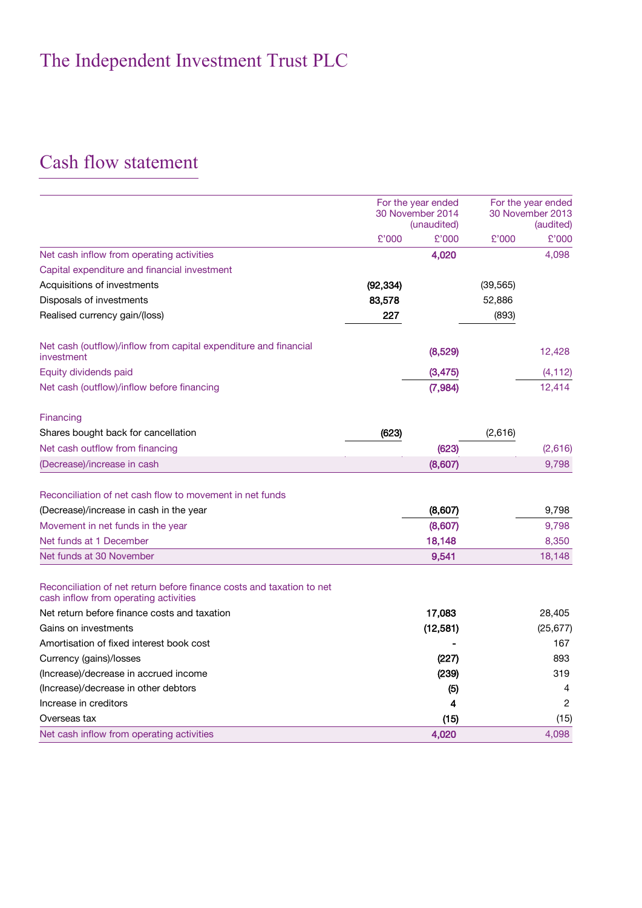# The Independent Investment Trust PLC

## Cash flow statement

| | For the year ended 30 November 2014 (unaudited) | | For the year ended 30 November 2013 (audited) | |
|---|---|---|---|---|
| | £'000 | £'000 | £'000 | £'000 |
| Net cash inflow from operating activities | | 4,020 | | 4,098 |
| Capital expenditure and financial investment | | | | |
| Acquisitions of investments | (92,334) | | (39,565) | |
| Disposals of investments | 83,578 | | 52,886 | |
| Realised currency gain/(loss) | 227 | | (893) | |
| Net cash (outflow)/inflow from capital expenditure and financial investment | | (8,529) | | 12,428 |
| Equity dividends paid | | (3,475) | | (4,112) |
| Net cash (outflow)/inflow before financing | | (7,984) | | 12,414 |
| Financing | | | | |
| Shares bought back for cancellation | (623) | | (2,616) | |
| Net cash outflow from financing | | (623) | | (2,616) |
| (Decrease)/increase in cash | | (8,607) | | 9,798 |
| Reconciliation of net cash flow to movement in net funds | | | | |
| (Decrease)/increase in cash in the year | | (8,607) | | 9,798 |
| Movement in net funds in the year | | (8,607) | | 9,798 |
| Net funds at 1 December | | 18,148 | | 8,350 |
| Net funds at 30 November | | 9,541 | | 18,148 |
| Reconciliation of net return before finance costs and taxation to net cash inflow from operating activities | | | | |
| Net return before finance costs and taxation | | 17,083 | | 28,405 |
| Gains on investments | | (12,581) | | (25,677) |
| Amortisation of fixed interest book cost | | - | | 167 |
| Currency (gains)/losses | | (227) | | 893 |
| (Increase)/decrease in accrued income | | (239) | | 319 |
| (Increase)/decrease in other debtors | | (5) | | 4 |
| Increase in creditors | | 4 | | 2 |
| Overseas tax | | (15) | | (15) |
| Net cash inflow from operating activities | | 4,020 | | 4,098 |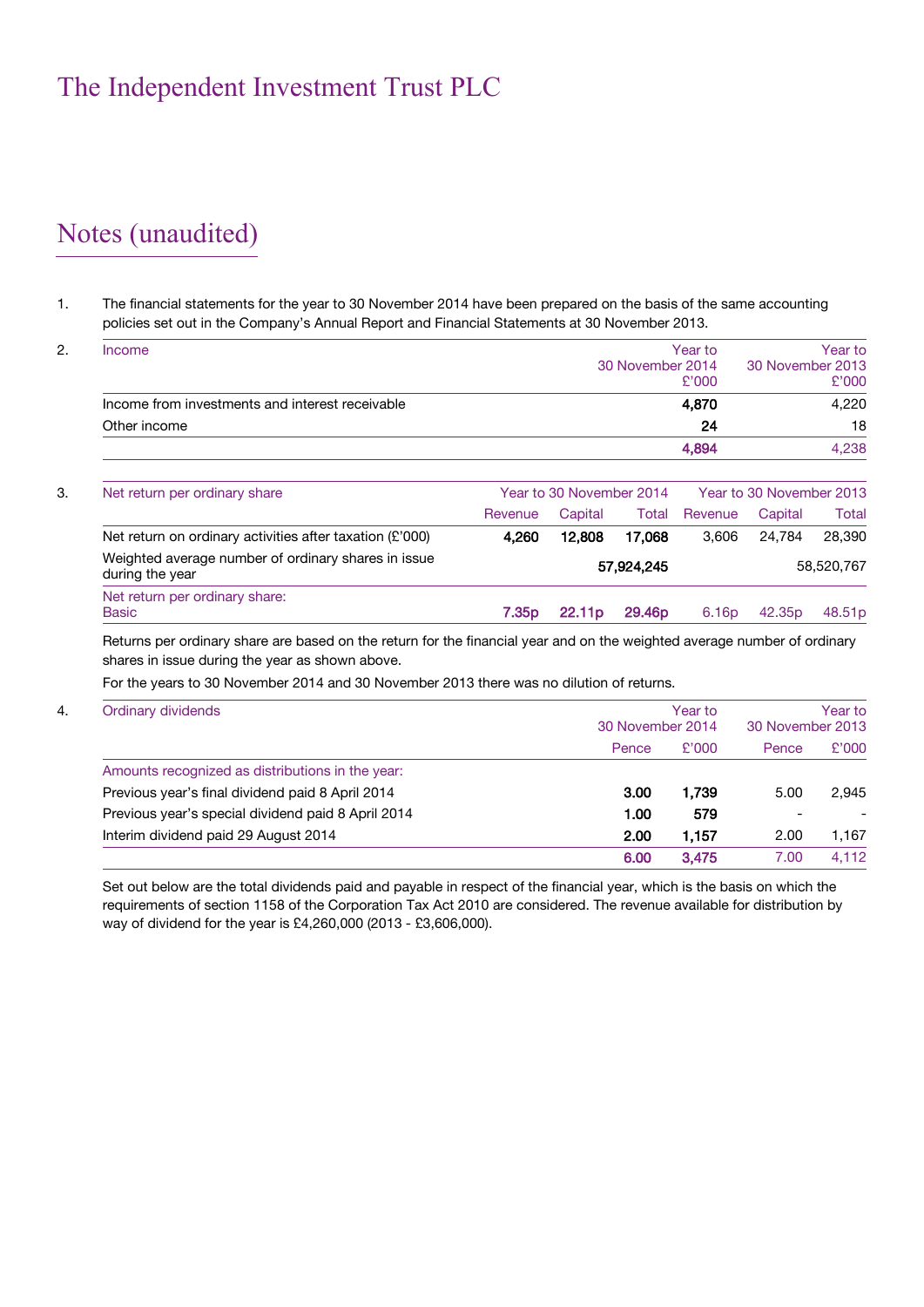# The Independent Investment Trust PLC

## Notes (unaudited)

1. The financial statements for the year to 30 November 2014 have been prepared on the basis of the same accounting policies set out in the Company's Annual Report and Financial Statements at 30 November 2013.

2. Income

| | Year to 30 November 2014 £'000 | Year to 30 November 2013 £'000 |
|---|---|---|
| Income from investments and interest receivable | **4,870** | 4,220 |
| Other income | **24** | 18 |
| | **4,894** | 4,238 |

3. Net return per ordinary share

| | Year to 30 November 2014 | | | Year to 30 November 2013 | | |
|---|---|---|---|---|---|---|
| | Revenue | Capital | Total | Revenue | Capital | Total |
| Net return on ordinary activities after taxation (£'000) | **4,260** | **12,808** | **17,068** | 3,606 | 24,784 | 28,390 |
| Weighted average number of ordinary shares in issue during the year | | | **57,924,245** | | | 58,520,767 |
| Net return per ordinary share: Basic | **7.35p** | **22.11p** | **29.46p** | 6.16p | 42.35p | 48.51p |

Returns per ordinary share are based on the return for the financial year and on the weighted average number of ordinary shares in issue during the year as shown above.

For the years to 30 November 2014 and 30 November 2013 there was no dilution of returns.

4. Ordinary dividends

| | Year to 30 November 2014 | | Year to 30 November 2013 | |
|---|---|---|---|---|
| | Pence | £'000 | Pence | £'000 |
| Amounts recognized as distributions in the year: | | | | |
| Previous year's final dividend paid 8 April 2014 | **3.00** | **1,739** | 5.00 | 2,945 |
| Previous year's special dividend paid 8 April 2014 | **1.00** | **579** | - | - |
| Interim dividend paid 29 August 2014 | **2.00** | **1,157** | 2.00 | 1,167 |
| | **6.00** | **3,475** | 7.00 | 4,112 |

Set out below are the total dividends paid and payable in respect of the financial year, which is the basis on which the requirements of section 1158 of the Corporation Tax Act 2010 are considered. The revenue available for distribution by way of dividend for the year is £4,260,000 (2013 - £3,606,000).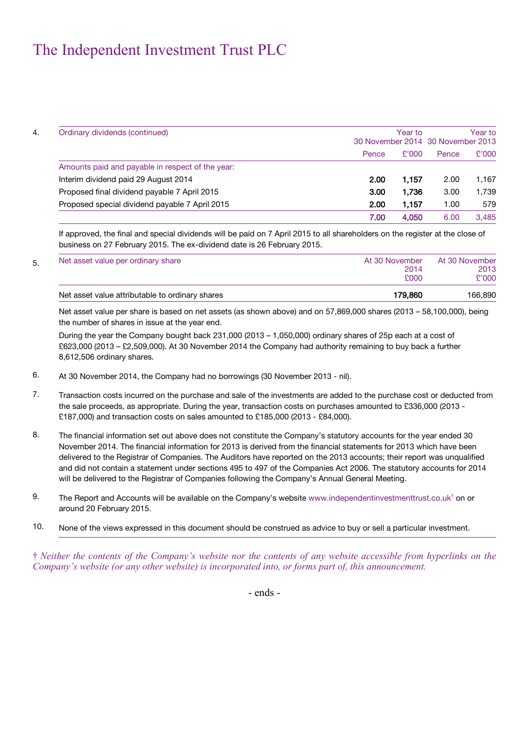# The Independent Investment Trust PLC

4\. Ordinary dividends (continued)

| | Year to 30 November 2014 Pence | Year to 30 November 2014 £'000 | Year to 30 November 2013 Pence | Year to 30 November 2013 £'000 |
|---|---|---|---|---|
| Amounts paid and payable in respect of the year: | | | | |
| Interim dividend paid 29 August 2014 | **2.00** | **1,157** | 2.00 | 1,167 |
| Proposed final dividend payable 7 April 2015 | **3.00** | **1,736** | 3.00 | 1,739 |
| Proposed special dividend payable 7 April 2015 | **2.00** | **1,157** | 1.00 | 579 |
| | **7.00** | **4,050** | 6.00 | 3,485 |

If approved, the final and special dividends will be paid on 7 April 2015 to all shareholders on the register at the close of business on 27 February 2015. The ex-dividend date is 26 February 2015.

5\. Net asset value per ordinary share

| | At 30 November 2014 £000 | At 30 November 2013 £'000 |
|---|---|---|
| Net asset value attributable to ordinary shares | **179,860** | 166,890 |

Net asset value per share is based on net assets (as shown above) and on 57,869,000 shares (2013 – 58,100,000), being the number of shares in issue at the year end.

During the year the Company bought back 231,000 (2013 – 1,050,000) ordinary shares of 25p each at a cost of £623,000 (2013 – £2,509,000). At 30 November 2014 the Company had authority remaining to buy back a further 8,612,506 ordinary shares.

6\. At 30 November 2014, the Company had no borrowings (30 November 2013 - nil).

7\. Transaction costs incurred on the purchase and sale of the investments are added to the purchase cost or deducted from the sale proceeds, as appropriate. During the year, transaction costs on purchases amounted to £336,000 (2013 - £187,000) and transaction costs on sales amounted to £185,000 (2013 - £84,000).

8\. The financial information set out above does not constitute the Company's statutory accounts for the year ended 30 November 2014. The financial information for 2013 is derived from the financial statements for 2013 which have been delivered to the Registrar of Companies. The Auditors have reported on the 2013 accounts; their report was unqualified and did not contain a statement under sections 495 to 497 of the Companies Act 2006. The statutory accounts for 2014 will be delivered to the Registrar of Companies following the Company's Annual General Meeting.

9\. The Report and Accounts will be available on the Company's website www.independentinvestmenttrust.co.uk† on or around 20 February 2015.

10\. None of the views expressed in this document should be construed as advice to buy or sell a particular investment.

*† Neither the contents of the Company's website nor the contents of any website accessible from hyperlinks on the Company's website (or any other website) is incorporated into, or forms part of, this announcement.*

- ends -